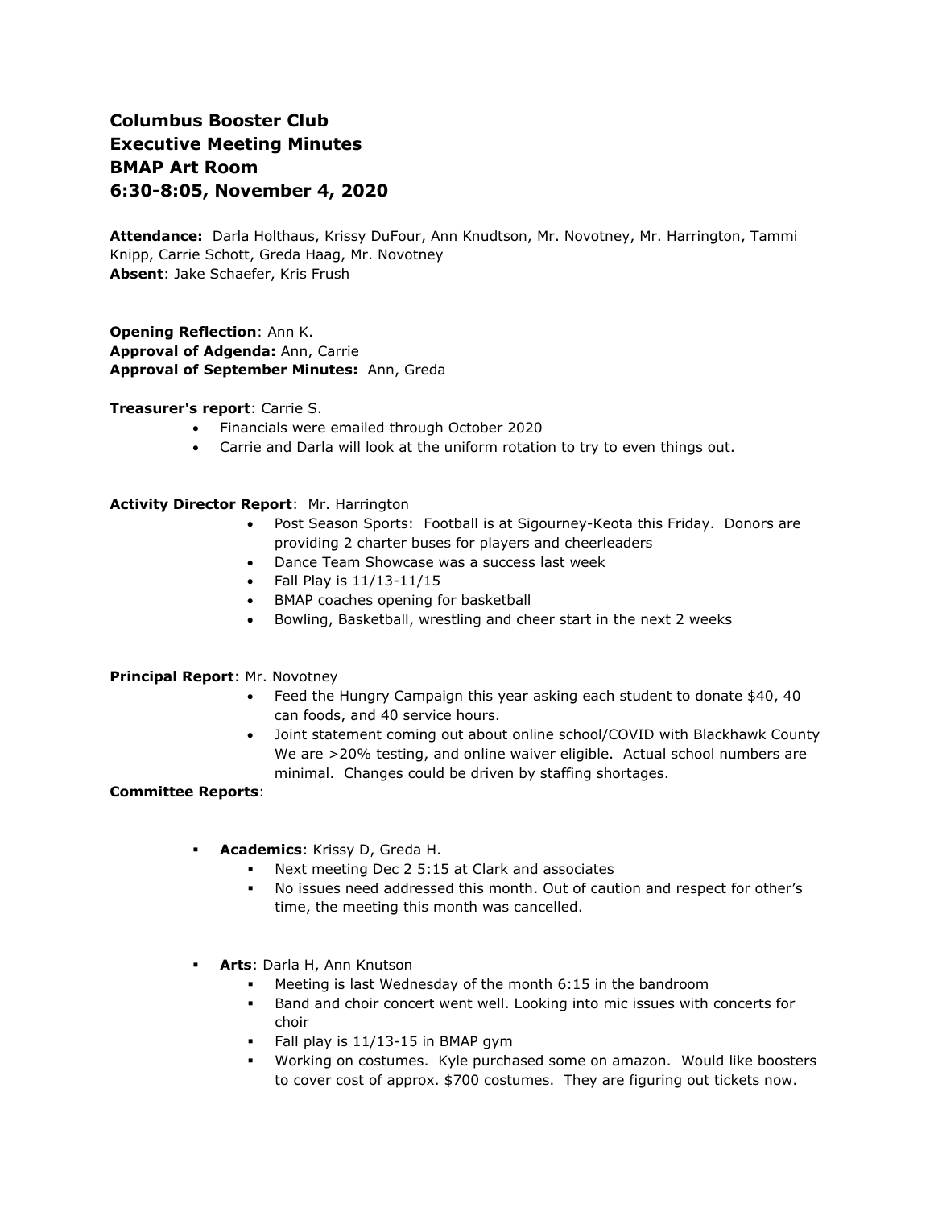**Columbus Booster Club**
**Executive Meeting Minutes**
**BMAP Art Room**
**6:30-8:05, November 4, 2020**

**Attendance:** Darla Holthaus, Krissy DuFour, Ann Knudtson, Mr. Novotney, Mr. Harrington, Tammi Knipp, Carrie Schott, Greda Haag, Mr. Novotney
**Absent**: Jake Schaefer, Kris Frush

**Opening Reflection**: Ann K.
**Approval of Adgenda:** Ann, Carrie
**Approval of September Minutes:** Ann, Greda

**Treasurer's report**: Carrie S.

- Financials were emailed through October 2020
- Carrie and Darla will look at the uniform rotation to try to even things out.

**Activity Director Report**: Mr. Harrington

- Post Season Sports: Football is at Sigourney-Keota this Friday. Donors are providing 2 charter buses for players and cheerleaders
- Dance Team Showcase was a success last week
- Fall Play is 11/13-11/15
- BMAP coaches opening for basketball
- Bowling, Basketball, wrestling and cheer start in the next 2 weeks

**Principal Report**: Mr. Novotney

- Feed the Hungry Campaign this year asking each student to donate $40, 40 can foods, and 40 service hours.
- Joint statement coming out about online school/COVID with Blackhawk County We are >20% testing, and online waiver eligible. Actual school numbers are minimal. Changes could be driven by staffing shortages.

**Committee Reports**:

- **Academics**: Krissy D, Greda H.
  - Next meeting Dec 2 5:15 at Clark and associates
  - No issues need addressed this month. Out of caution and respect for other's time, the meeting this month was cancelled.

- **Arts**: Darla H, Ann Knutson
  - Meeting is last Wednesday of the month 6:15 in the bandroom
  - Band and choir concert went well. Looking into mic issues with concerts for choir
  - Fall play is 11/13-15 in BMAP gym
  - Working on costumes. Kyle purchased some on amazon. Would like boosters to cover cost of approx. $700 costumes. They are figuring out tickets now.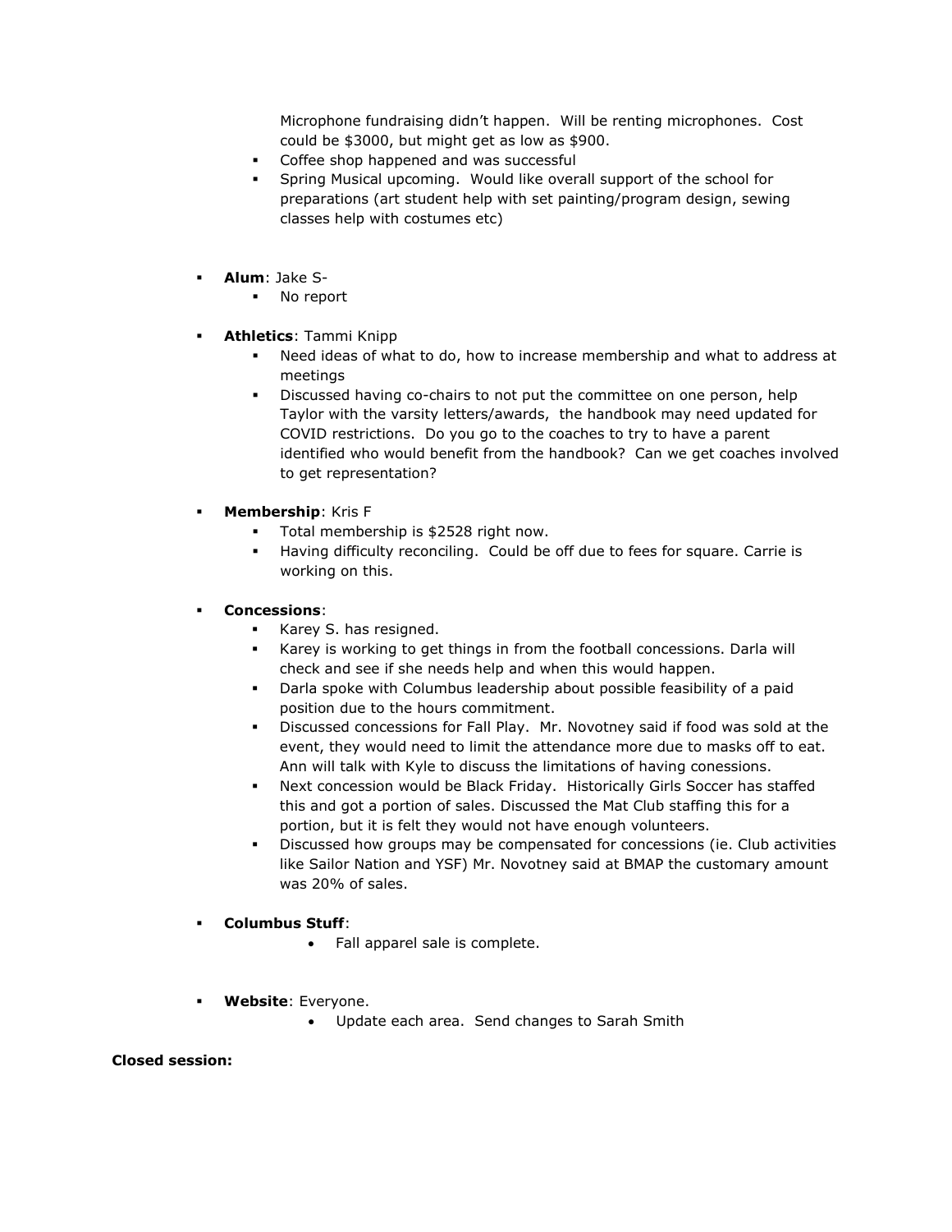Microphone fundraising didn't happen.  Will be renting microphones.  Cost could be $3000, but might get as low as $900.

- Coffee shop happened and was successful
- Spring Musical upcoming.  Would like overall support of the school for preparations (art student help with set painting/program design, sewing classes help with costumes etc)

- **Alum**: Jake S-
  - No report

- **Athletics**: Tammi Knipp
  - Need ideas of what to do, how to increase membership and what to address at meetings
  - Discussed having co-chairs to not put the committee on one person, help Taylor with the varsity letters/awards,  the handbook may need updated for COVID restrictions.  Do you go to the coaches to try to have a parent identified who would benefit from the handbook?  Can we get coaches involved to get representation?

- **Membership**: Kris F
  - Total membership is $2528 right now.
  - Having difficulty reconciling.  Could be off due to fees for square. Carrie is working on this.

- **Concessions**:
  - Karey S. has resigned.
  - Karey is working to get things in from the football concessions. Darla will check and see if she needs help and when this would happen.
  - Darla spoke with Columbus leadership about possible feasibility of a paid position due to the hours commitment.
  - Discussed concessions for Fall Play.  Mr. Novotney said if food was sold at the event, they would need to limit the attendance more due to masks off to eat. Ann will talk with Kyle to discuss the limitations of having conessions.
  - Next concession would be Black Friday.  Historically Girls Soccer has staffed this and got a portion of sales. Discussed the Mat Club staffing this for a portion, but it is felt they would not have enough volunteers.
  - Discussed how groups may be compensated for concessions (ie. Club activities like Sailor Nation and YSF) Mr. Novotney said at BMAP the customary amount was 20% of sales.

- **Columbus Stuff**:
  - Fall apparel sale is complete.

- **Website**: Everyone.
  - Update each area.  Send changes to Sarah Smith

**Closed session:**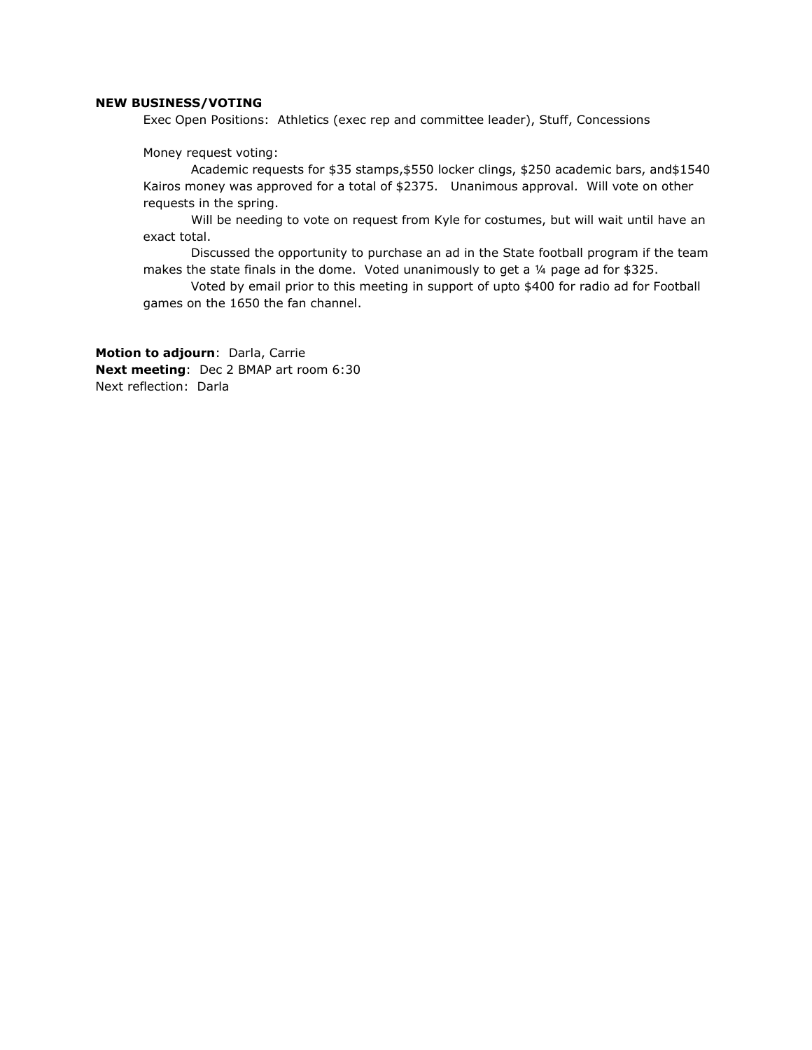**NEW BUSINESS/VOTING**

Exec Open Positions: Athletics (exec rep and committee leader), Stuff, Concessions

Money request voting:

Academic requests for $35 stamps,$550 locker clings, $250 academic bars, and$1540 Kairos money was approved for a total of $2375. Unanimous approval. Will vote on other requests in the spring.

Will be needing to vote on request from Kyle for costumes, but will wait until have an exact total.

Discussed the opportunity to purchase an ad in the State football program if the team makes the state finals in the dome. Voted unanimously to get a ¼ page ad for $325.

Voted by email prior to this meeting in support of upto $400 for radio ad for Football games on the 1650 the fan channel.

**Motion to adjourn**: Darla, Carrie
**Next meeting**: Dec 2 BMAP art room 6:30
Next reflection: Darla